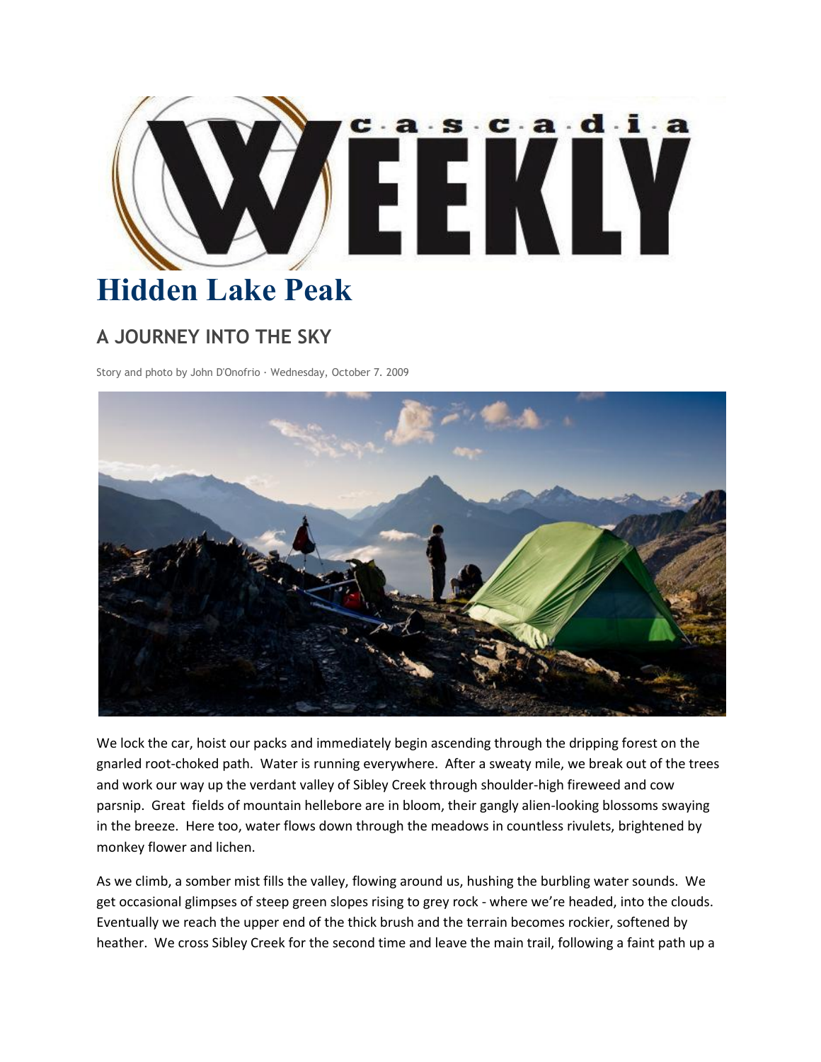cascadia WEEKLY

# Hidden Lake Peak

## A JOURNEY INTO THE SKY

Story and photo by John D'Onofrio · Wednesday, October 7. 2009

We lock the car, hoist our packs and immediately begin ascending through the dripping forest on the gnarled root-choked path. Water is running everywhere. After a sweaty mile, we break out of the trees and work our way up the verdant valley of Sibley Creek through shoulder-high fireweed and cow parsnip. Great fields of mountain hellebore are in bloom, their gangly alien-looking blossoms swaying in the breeze. Here too, water flows down through the meadows in countless rivulets, brightened by monkey flower and lichen.

As we climb, a somber mist fills the valley, flowing around us, hushing the burbling water sounds. We get occasional glimpses of steep green slopes rising to grey rock - where we're headed, into the clouds. Eventually we reach the upper end of the thick brush and the terrain becomes rockier, softened by heather. We cross Sibley Creek for the second time and leave the main trail, following a faint path up a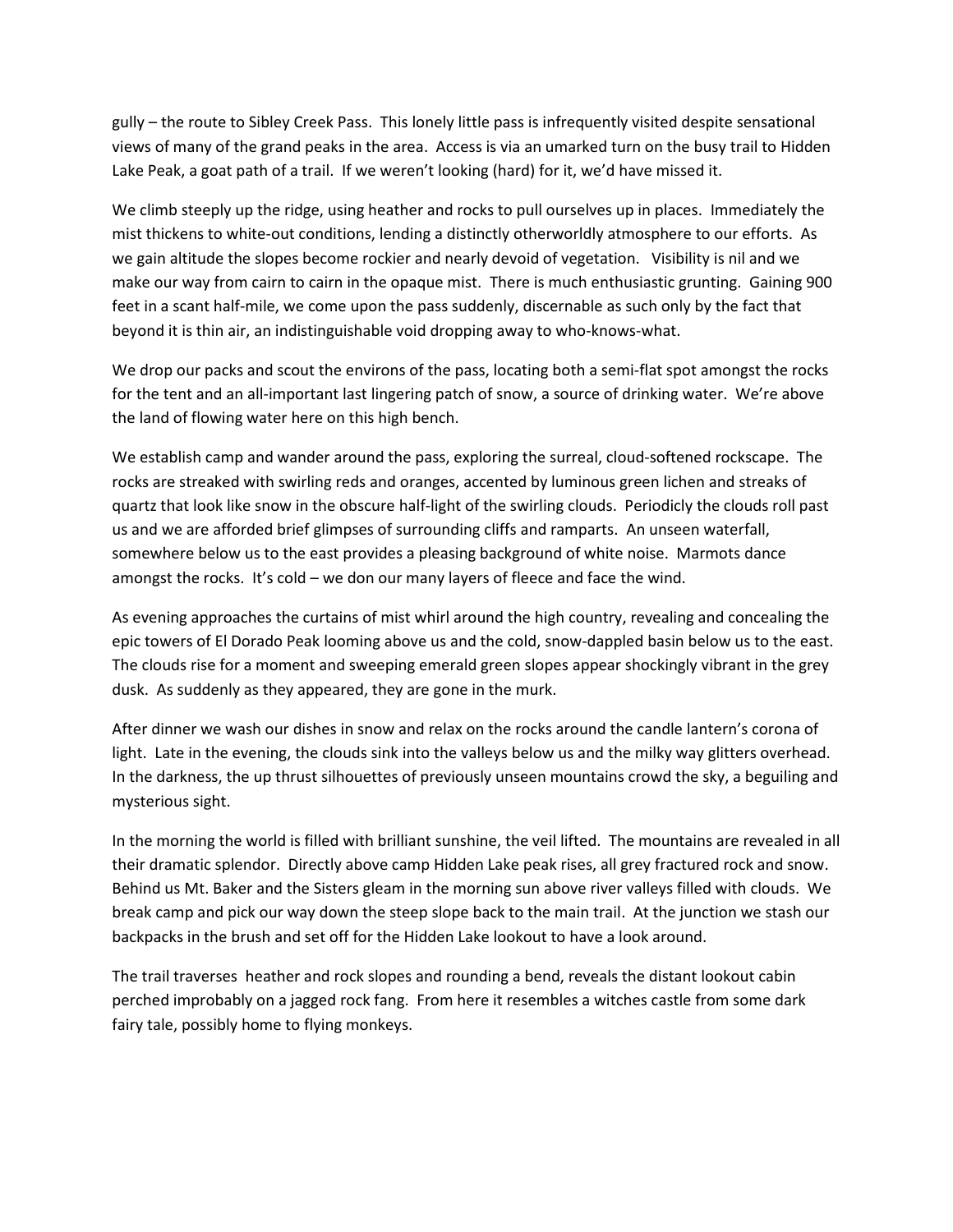gully – the route to Sibley Creek Pass. This lonely little pass is infrequently visited despite sensational views of many of the grand peaks in the area. Access is via an umarked turn on the busy trail to Hidden Lake Peak, a goat path of a trail. If we weren't looking (hard) for it, we'd have missed it.

We climb steeply up the ridge, using heather and rocks to pull ourselves up in places. Immediately the mist thickens to white-out conditions, lending a distinctly otherworldly atmosphere to our efforts. As we gain altitude the slopes become rockier and nearly devoid of vegetation. Visibility is nil and we make our way from cairn to cairn in the opaque mist. There is much enthusiastic grunting. Gaining 900 feet in a scant half-mile, we come upon the pass suddenly, discernable as such only by the fact that beyond it is thin air, an indistinguishable void dropping away to who-knows-what.

We drop our packs and scout the environs of the pass, locating both a semi-flat spot amongst the rocks for the tent and an all-important last lingering patch of snow, a source of drinking water. We're above the land of flowing water here on this high bench.

We establish camp and wander around the pass, exploring the surreal, cloud-softened rockscape. The rocks are streaked with swirling reds and oranges, accented by luminous green lichen and streaks of quartz that look like snow in the obscure half-light of the swirling clouds. Periodicly the clouds roll past us and we are afforded brief glimpses of surrounding cliffs and ramparts. An unseen waterfall, somewhere below us to the east provides a pleasing background of white noise. Marmots dance amongst the rocks. It's cold – we don our many layers of fleece and face the wind.

As evening approaches the curtains of mist whirl around the high country, revealing and concealing the epic towers of El Dorado Peak looming above us and the cold, snow-dappled basin below us to the east. The clouds rise for a moment and sweeping emerald green slopes appear shockingly vibrant in the grey dusk. As suddenly as they appeared, they are gone in the murk.

After dinner we wash our dishes in snow and relax on the rocks around the candle lantern's corona of light. Late in the evening, the clouds sink into the valleys below us and the milky way glitters overhead. In the darkness, the up thrust silhouettes of previously unseen mountains crowd the sky, a beguiling and mysterious sight.

In the morning the world is filled with brilliant sunshine, the veil lifted. The mountains are revealed in all their dramatic splendor. Directly above camp Hidden Lake peak rises, all grey fractured rock and snow. Behind us Mt. Baker and the Sisters gleam in the morning sun above river valleys filled with clouds. We break camp and pick our way down the steep slope back to the main trail. At the junction we stash our backpacks in the brush and set off for the Hidden Lake lookout to have a look around.

The trail traverses heather and rock slopes and rounding a bend, reveals the distant lookout cabin perched improbably on a jagged rock fang. From here it resembles a witches castle from some dark fairy tale, possibly home to flying monkeys.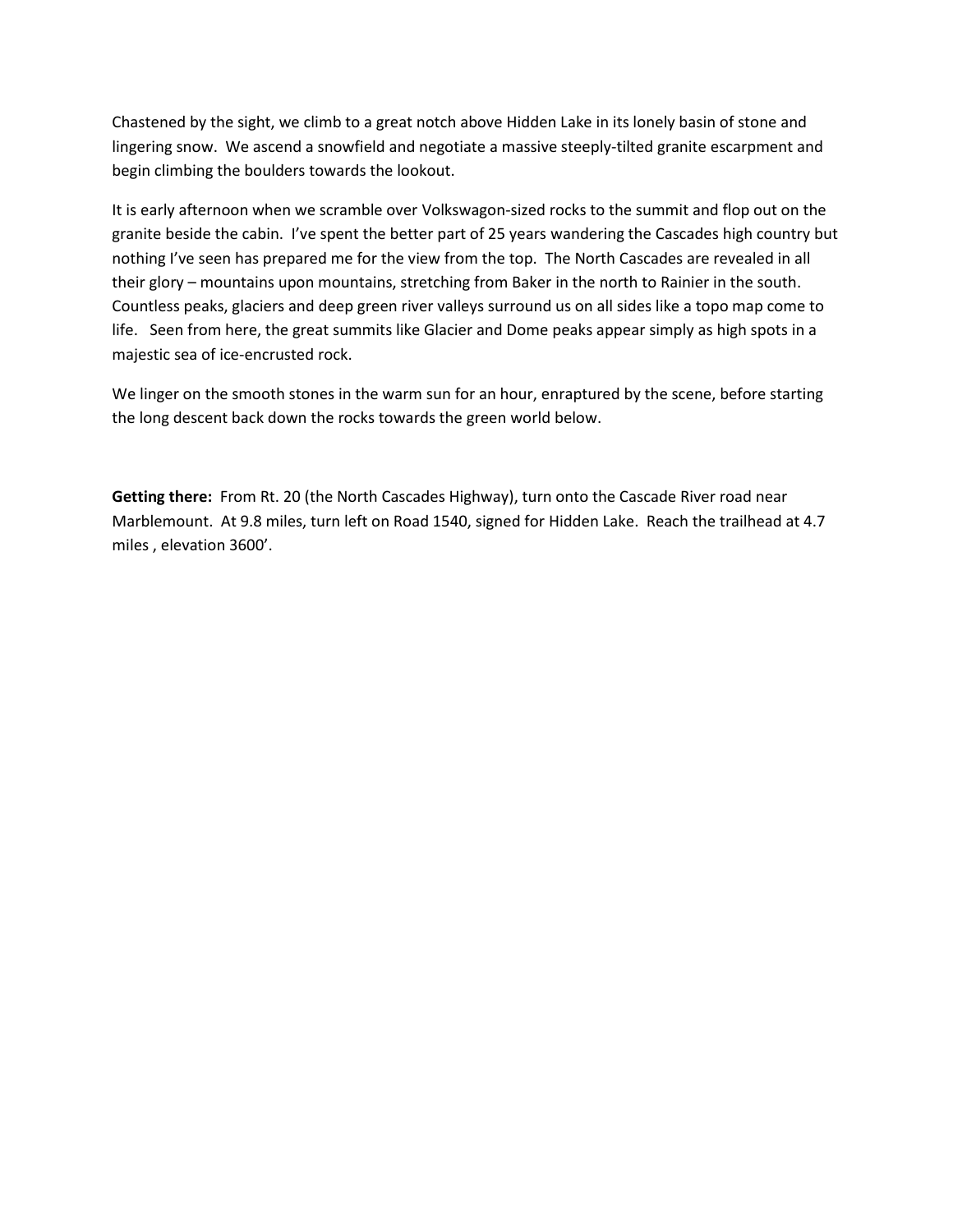Chastened by the sight, we climb to a great notch above Hidden Lake in its lonely basin of stone and lingering snow. We ascend a snowfield and negotiate a massive steeply-tilted granite escarpment and begin climbing the boulders towards the lookout.

It is early afternoon when we scramble over Volkswagon-sized rocks to the summit and flop out on the granite beside the cabin. I've spent the better part of 25 years wandering the Cascades high country but nothing I've seen has prepared me for the view from the top. The North Cascades are revealed in all their glory – mountains upon mountains, stretching from Baker in the north to Rainier in the south. Countless peaks, glaciers and deep green river valleys surround us on all sides like a topo map come to life. Seen from here, the great summits like Glacier and Dome peaks appear simply as high spots in a majestic sea of ice-encrusted rock.

We linger on the smooth stones in the warm sun for an hour, enraptured by the scene, before starting the long descent back down the rocks towards the green world below.

**Getting there:** From Rt. 20 (the North Cascades Highway), turn onto the Cascade River road near Marblemount. At 9.8 miles, turn left on Road 1540, signed for Hidden Lake. Reach the trailhead at 4.7 miles , elevation 3600'.